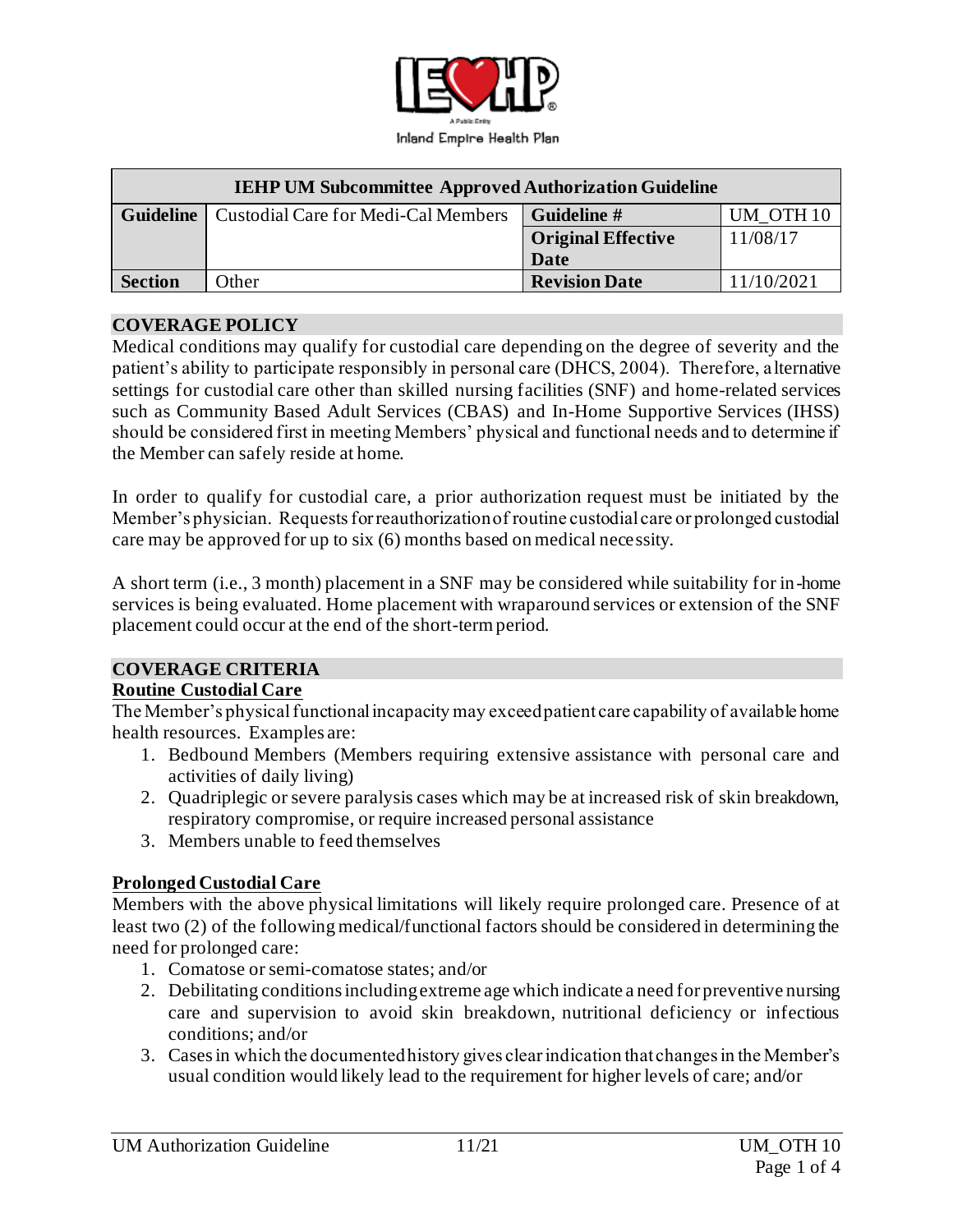IEHP
A Public Entity
Inland Empire Health Plan

| IEHP UM Subcommittee Approved Authorization Guideline | | | |
| --- | --- | --- | --- |
| **Guideline** | Custodial Care for Medi-Cal Members | **Guideline #** | UM_OTH 10 |
| | | **Original Effective Date** | 11/08/17 |
| **Section** | Other | **Revision Date** | 11/10/2021 |

## COVERAGE POLICY

Medical conditions may qualify for custodial care depending on the degree of severity and the patient's ability to participate responsibly in personal care (DHCS, 2004). Therefore, alternative settings for custodial care other than skilled nursing facilities (SNF) and home-related services such as Community Based Adult Services (CBAS) and In-Home Supportive Services (IHSS) should be considered first in meeting Members' physical and functional needs and to determine if the Member can safely reside at home.

In order to qualify for custodial care, a prior authorization request must be initiated by the Member's physician. Requests for reauthorization of routine custodial care or prolonged custodial care may be approved for up to six (6) months based on medical necessity.

A short term (i.e., 3 month) placement in a SNF may be considered while suitability for in-home services is being evaluated. Home placement with wraparound services or extension of the SNF placement could occur at the end of the short-term period.

## COVERAGE CRITERIA

### Routine Custodial Care

The Member's physical functional incapacity may exceed patient care capability of available home health resources. Examples are:

1. Bedbound Members (Members requiring extensive assistance with personal care and activities of daily living)
2. Quadriplegic or severe paralysis cases which may be at increased risk of skin breakdown, respiratory compromise, or require increased personal assistance
3. Members unable to feed themselves

### Prolonged Custodial Care

Members with the above physical limitations will likely require prolonged care. Presence of at least two (2) of the following medical/functional factors should be considered in determining the need for prolonged care:

1. Comatose or semi-comatose states; and/or
2. Debilitating conditions including extreme age which indicate a need for preventive nursing care and supervision to avoid skin breakdown, nutritional deficiency or infectious conditions; and/or
3. Cases in which the documented history gives clear indication that changes in the Member's usual condition would likely lead to the requirement for higher levels of care; and/or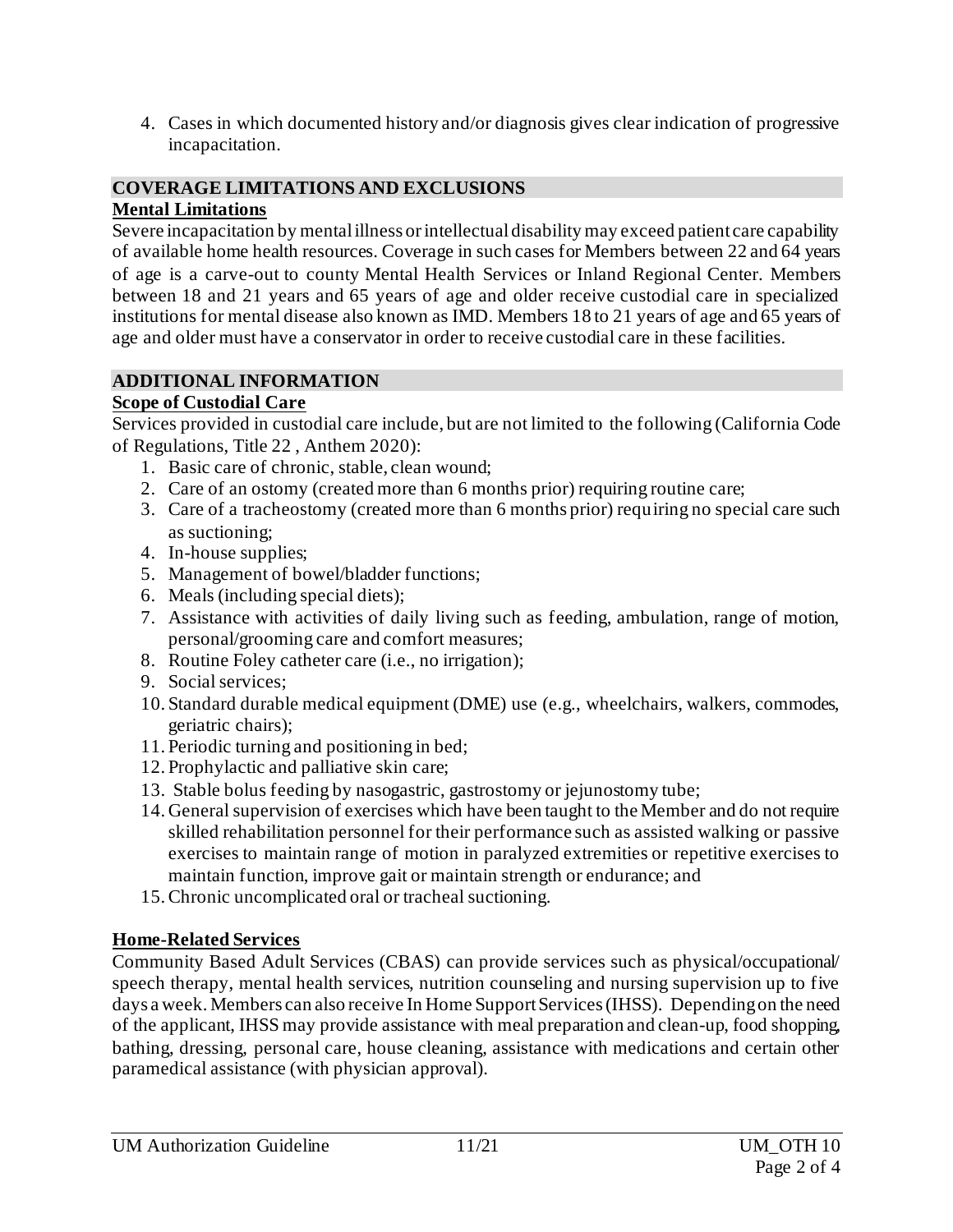4. Cases in which documented history and/or diagnosis gives clear indication of progressive incapacitation.

## COVERAGE LIMITATIONS AND EXCLUSIONS

### Mental Limitations

Severe incapacitation by mental illness or intellectual disability may exceed patient care capability of available home health resources. Coverage in such cases for Members between 22 and 64 years of age is a carve-out to county Mental Health Services or Inland Regional Center. Members between 18 and 21 years and 65 years of age and older receive custodial care in specialized institutions for mental disease also known as IMD. Members 18 to 21 years of age and 65 years of age and older must have a conservator in order to receive custodial care in these facilities.

## ADDITIONAL INFORMATION

### Scope of Custodial Care

Services provided in custodial care include, but are not limited to the following (California Code of Regulations, Title 22 , Anthem 2020):

1. Basic care of chronic, stable, clean wound;
2. Care of an ostomy (created more than 6 months prior) requiring routine care;
3. Care of a tracheostomy (created more than 6 months prior) requiring no special care such as suctioning;
4. In-house supplies;
5. Management of bowel/bladder functions;
6. Meals (including special diets);
7. Assistance with activities of daily living such as feeding, ambulation, range of motion, personal/grooming care and comfort measures;
8. Routine Foley catheter care (i.e., no irrigation);
9. Social services;
10. Standard durable medical equipment (DME) use (e.g., wheelchairs, walkers, commodes, geriatric chairs);
11. Periodic turning and positioning in bed;
12. Prophylactic and palliative skin care;
13. Stable bolus feeding by nasogastric, gastrostomy or jejunostomy tube;
14. General supervision of exercises which have been taught to the Member and do not require skilled rehabilitation personnel for their performance such as assisted walking or passive exercises to maintain range of motion in paralyzed extremities or repetitive exercises to maintain function, improve gait or maintain strength or endurance; and
15. Chronic uncomplicated oral or tracheal suctioning.

### Home-Related Services

Community Based Adult Services (CBAS) can provide services such as physical/occupational/ speech therapy, mental health services, nutrition counseling and nursing supervision up to five days a week. Members can also receive In Home Support Services (IHSS). Depending on the need of the applicant, IHSS may provide assistance with meal preparation and clean-up, food shopping, bathing, dressing, personal care, house cleaning, assistance with medications and certain other paramedical assistance (with physician approval).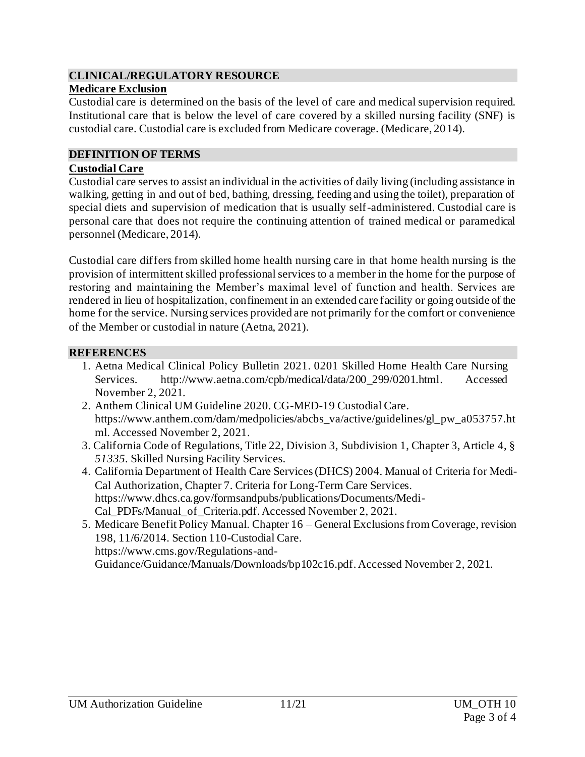## CLINICAL/REGULATORY RESOURCE

### Medicare Exclusion

Custodial care is determined on the basis of the level of care and medical supervision required. Institutional care that is below the level of care covered by a skilled nursing facility (SNF) is custodial care. Custodial care is excluded from Medicare coverage. (Medicare, 2014).

## DEFINITION OF TERMS

### Custodial Care

Custodial care serves to assist an individual in the activities of daily living (including assistance in walking, getting in and out of bed, bathing, dressing, feeding and using the toilet), preparation of special diets and supervision of medication that is usually self-administered. Custodial care is personal care that does not require the continuing attention of trained medical or paramedical personnel (Medicare, 2014).

Custodial care differs from skilled home health nursing care in that home health nursing is the provision of intermittent skilled professional services to a member in the home for the purpose of restoring and maintaining the Member's maximal level of function and health. Services are rendered in lieu of hospitalization, confinement in an extended care facility or going outside of the home for the service. Nursing services provided are not primarily for the comfort or convenience of the Member or custodial in nature (Aetna, 2021).

## REFERENCES

1. Aetna Medical Clinical Policy Bulletin 2021. 0201 Skilled Home Health Care Nursing Services. http://www.aetna.com/cpb/medical/data/200_299/0201.html. Accessed November 2, 2021.
2. Anthem Clinical UM Guideline 2020. CG-MED-19 Custodial Care. https://www.anthem.com/dam/medpolicies/abcbs_va/active/guidelines/gl_pw_a053757.html. Accessed November 2, 2021.
3. California Code of Regulations, Title 22, Division 3, Subdivision 1, Chapter 3, Article 4, § *51335*. Skilled Nursing Facility Services.
4. California Department of Health Care Services (DHCS) 2004. Manual of Criteria for Medi-Cal Authorization, Chapter 7. Criteria for Long-Term Care Services. https://www.dhcs.ca.gov/formsandpubs/publications/Documents/Medi-Cal_PDFs/Manual_of_Criteria.pdf. Accessed November 2, 2021.
5. Medicare Benefit Policy Manual. Chapter 16 – General Exclusions from Coverage, revision 198, 11/6/2014. Section 110-Custodial Care. https://www.cms.gov/Regulations-and-Guidance/Guidance/Manuals/Downloads/bp102c16.pdf. Accessed November 2, 2021.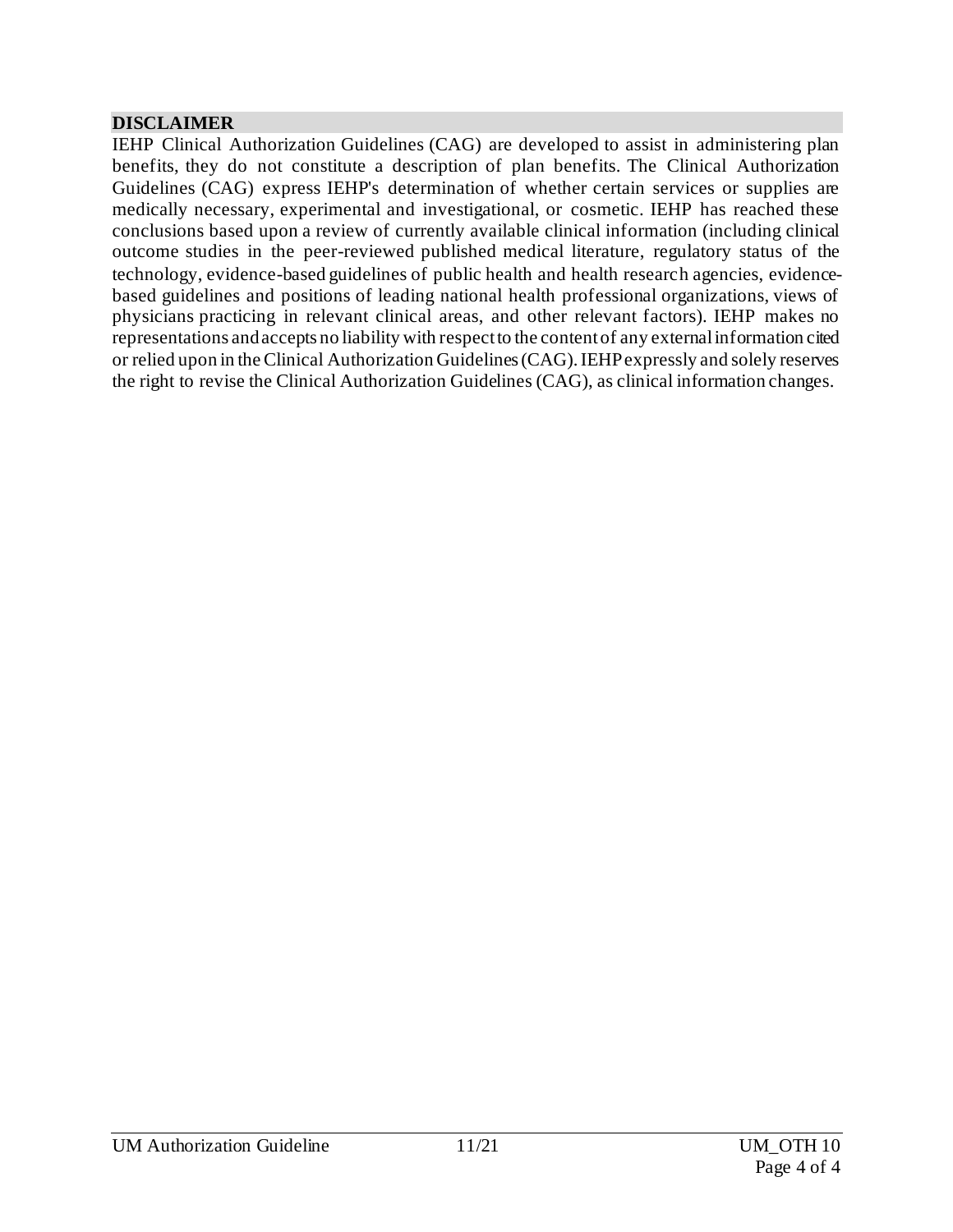## DISCLAIMER

IEHP Clinical Authorization Guidelines (CAG) are developed to assist in administering plan benefits, they do not constitute a description of plan benefits. The Clinical Authorization Guidelines (CAG) express IEHP's determination of whether certain services or supplies are medically necessary, experimental and investigational, or cosmetic. IEHP has reached these conclusions based upon a review of currently available clinical information (including clinical outcome studies in the peer-reviewed published medical literature, regulatory status of the technology, evidence-based guidelines of public health and health research agencies, evidence-based guidelines and positions of leading national health professional organizations, views of physicians practicing in relevant clinical areas, and other relevant factors). IEHP makes no representations and accepts no liability with respect to the content of any external information cited or relied upon in the Clinical Authorization Guidelines (CAG). IEHP expressly and solely reserves the right to revise the Clinical Authorization Guidelines (CAG), as clinical information changes.